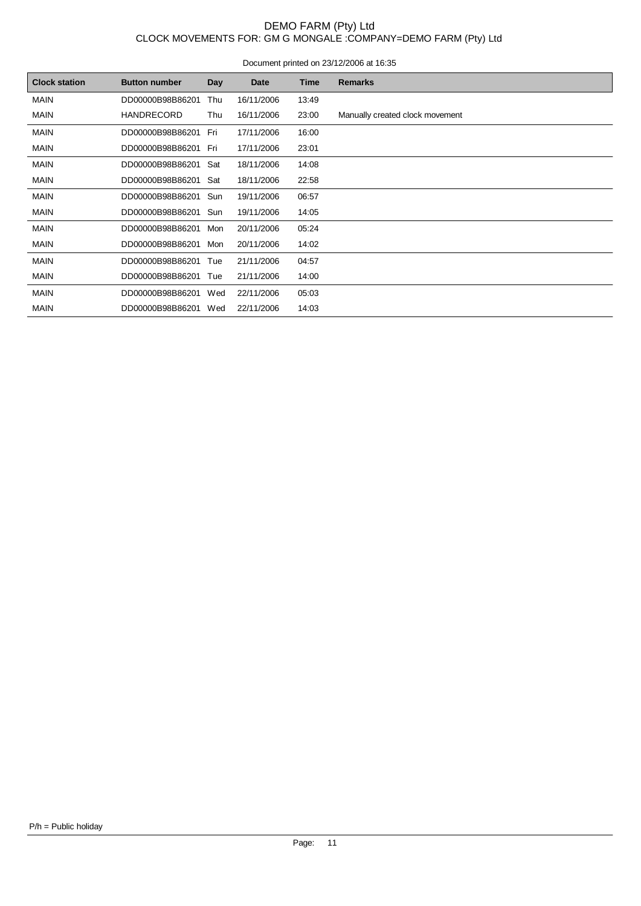# DEMO FARM (Pty) Ltd

CLOCK MOVEMENTS FOR: GM G MONGALE :COMPANY=DEMO FARM (Pty) Ltd

Document printed on 23/12/2006 at 16:35

| Clock station | Button number | Day | Date | Time | Remarks |
|---|---|---|---|---|---|
| MAIN | DD00000B98B86201 | Thu | 16/11/2006 | 13:49 | |
| MAIN | HANDRECORD | Thu | 16/11/2006 | 23:00 | Manually created clock movement |
| MAIN | DD00000B98B86201 | Fri | 17/11/2006 | 16:00 | |
| MAIN | DD00000B98B86201 | Fri | 17/11/2006 | 23:01 | |
| MAIN | DD00000B98B86201 | Sat | 18/11/2006 | 14:08 | |
| MAIN | DD00000B98B86201 | Sat | 18/11/2006 | 22:58 | |
| MAIN | DD00000B98B86201 | Sun | 19/11/2006 | 06:57 | |
| MAIN | DD00000B98B86201 | Sun | 19/11/2006 | 14:05 | |
| MAIN | DD00000B98B86201 | Mon | 20/11/2006 | 05:24 | |
| MAIN | DD00000B98B86201 | Mon | 20/11/2006 | 14:02 | |
| MAIN | DD00000B98B86201 | Tue | 21/11/2006 | 04:57 | |
| MAIN | DD00000B98B86201 | Tue | 21/11/2006 | 14:00 | |
| MAIN | DD00000B98B86201 | Wed | 22/11/2006 | 05:03 | |
| MAIN | DD00000B98B86201 | Wed | 22/11/2006 | 14:03 | |

P/h = Public holiday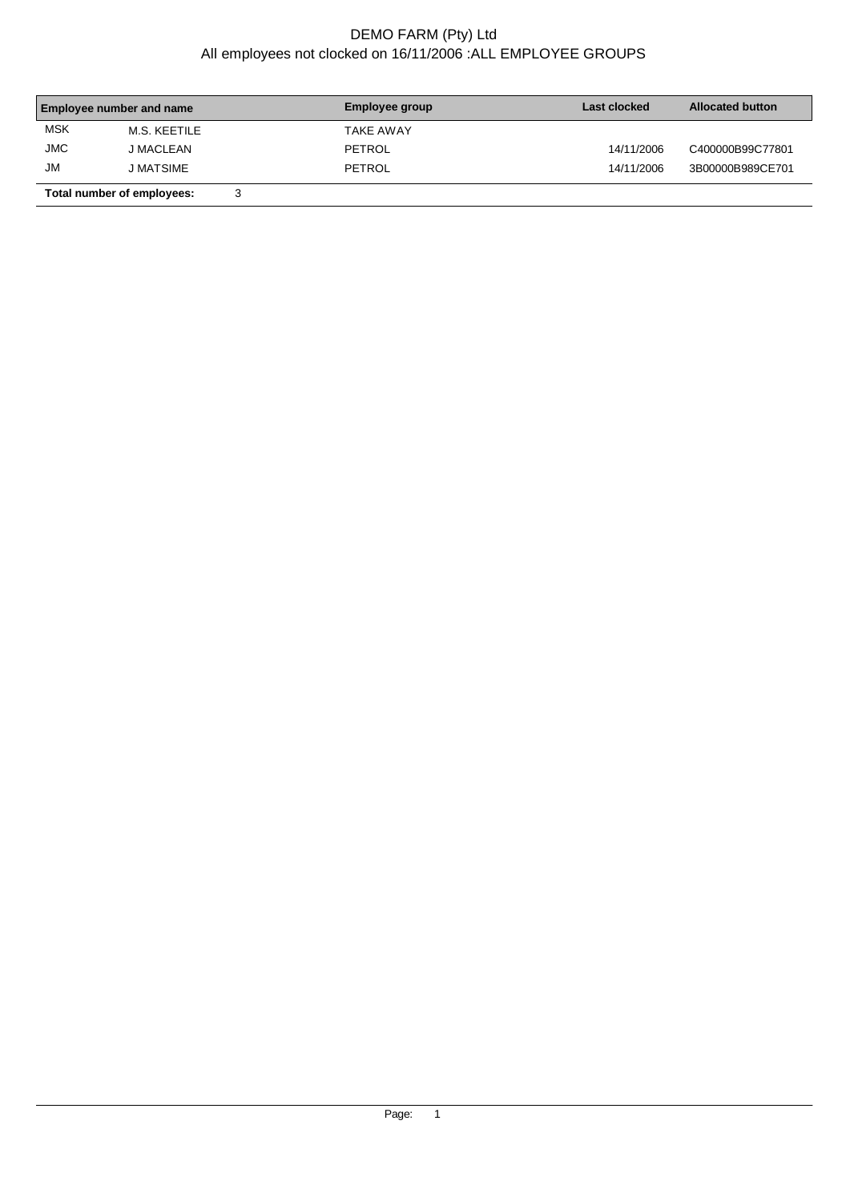# DEMO FARM (Pty) Ltd

## All employees not clocked on 16/11/2006 :ALL EMPLOYEE GROUPS

| Employee number and name | | Employee group | Last clocked | Allocated button |
|---|---|---|---|---|
| MSK | M.S. KEETILE | TAKE AWAY | | |
| JMC | J MACLEAN | PETROL | 14/11/2006 | C400000B99C77801 |
| JM | J MATSIME | PETROL | 14/11/2006 | 3B00000B989CE701 |

**Total number of employees:** 3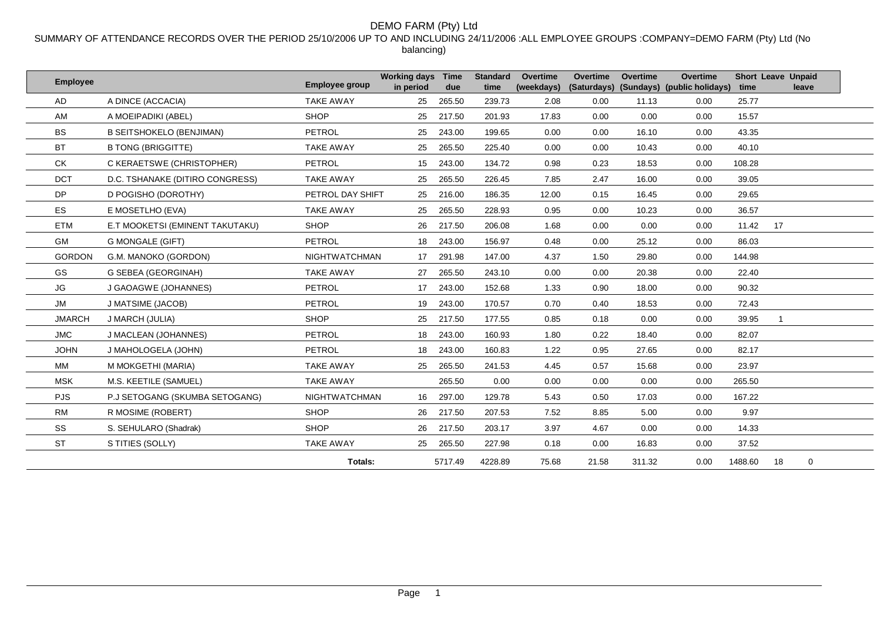# DEMO FARM (Pty) Ltd

SUMMARY OF ATTENDANCE RECORDS OVER THE PERIOD 25/10/2006 UP TO AND INCLUDING 24/11/2006 :ALL EMPLOYEE GROUPS :COMPANY=DEMO FARM (Pty) Ltd (No balancing)

| Employee | | Employee group | Working days in period | Time due | Standard time | Overtime (weekdays) | Overtime (Saturdays) | Overtime (Sundays) | Overtime (public holidays) | Short time | Leave | Unpaid leave |
|---|---|---|---|---|---|---|---|---|---|---|---|---|
| AD | A DINCE (ACCACIA) | TAKE AWAY | 25 | 265.50 | 239.73 | 2.08 | 0.00 | 11.13 | 0.00 | 25.77 | | |
| AM | A MOEIPADIKI (ABEL) | SHOP | 25 | 217.50 | 201.93 | 17.83 | 0.00 | 0.00 | 0.00 | 15.57 | | |
| BS | B SEITSHOKELO (BENJIMAN) | PETROL | 25 | 243.00 | 199.65 | 0.00 | 0.00 | 16.10 | 0.00 | 43.35 | | |
| BT | B TONG (BRIGGITTE) | TAKE AWAY | 25 | 265.50 | 225.40 | 0.00 | 0.00 | 10.43 | 0.00 | 40.10 | | |
| CK | C KERAETSWE (CHRISTOPHER) | PETROL | 15 | 243.00 | 134.72 | 0.98 | 0.23 | 18.53 | 0.00 | 108.28 | | |
| DCT | D.C. TSHANAKE (DITIRO CONGRESS) | TAKE AWAY | 25 | 265.50 | 226.45 | 7.85 | 2.47 | 16.00 | 0.00 | 39.05 | | |
| DP | D POGISHO (DOROTHY) | PETROL DAY SHIFT | 25 | 216.00 | 186.35 | 12.00 | 0.15 | 16.45 | 0.00 | 29.65 | | |
| ES | E MOSETLHO (EVA) | TAKE AWAY | 25 | 265.50 | 228.93 | 0.95 | 0.00 | 10.23 | 0.00 | 36.57 | | |
| ETM | E.T MOOKETSI (EMINENT TAKUTAKU) | SHOP | 26 | 217.50 | 206.08 | 1.68 | 0.00 | 0.00 | 0.00 | 11.42 | 17 | |
| GM | G MONGALE (GIFT) | PETROL | 18 | 243.00 | 156.97 | 0.48 | 0.00 | 25.12 | 0.00 | 86.03 | | |
| GORDON | G.M. MANOKO (GORDON) | NIGHTWATCHMAN | 17 | 291.98 | 147.00 | 4.37 | 1.50 | 29.80 | 0.00 | 144.98 | | |
| GS | G SEBEA (GEORGINAH) | TAKE AWAY | 27 | 265.50 | 243.10 | 0.00 | 0.00 | 20.38 | 0.00 | 22.40 | | |
| JG | J GAOAGWE (JOHANNES) | PETROL | 17 | 243.00 | 152.68 | 1.33 | 0.90 | 18.00 | 0.00 | 90.32 | | |
| JM | J MATSIME (JACOB) | PETROL | 19 | 243.00 | 170.57 | 0.70 | 0.40 | 18.53 | 0.00 | 72.43 | | |
| JMARCH | J MARCH (JULIA) | SHOP | 25 | 217.50 | 177.55 | 0.85 | 0.18 | 0.00 | 0.00 | 39.95 | 1 | |
| JMC | J MACLEAN (JOHANNES) | PETROL | 18 | 243.00 | 160.93 | 1.80 | 0.22 | 18.40 | 0.00 | 82.07 | | |
| JOHN | J MAHOLOGELA (JOHN) | PETROL | 18 | 243.00 | 160.83 | 1.22 | 0.95 | 27.65 | 0.00 | 82.17 | | |
| MM | M MOKGETHI (MARIA) | TAKE AWAY | 25 | 265.50 | 241.53 | 4.45 | 0.57 | 15.68 | 0.00 | 23.97 | | |
| MSK | M.S. KEETILE (SAMUEL) | TAKE AWAY | | 265.50 | 0.00 | 0.00 | 0.00 | 0.00 | 0.00 | 265.50 | | |
| PJS | P.J SETOGANG (SKUMBA SETOGANG) | NIGHTWATCHMAN | 16 | 297.00 | 129.78 | 5.43 | 0.50 | 17.03 | 0.00 | 167.22 | | |
| RM | R MOSIME (ROBERT) | SHOP | 26 | 217.50 | 207.53 | 7.52 | 8.85 | 5.00 | 0.00 | 9.97 | | |
| SS | S. SEHULARO (Shadrak) | SHOP | 26 | 217.50 | 203.17 | 3.97 | 4.67 | 0.00 | 0.00 | 14.33 | | |
| ST | S TITIES (SOLLY) | TAKE AWAY | 25 | 265.50 | 227.98 | 0.18 | 0.00 | 16.83 | 0.00 | 37.52 | | |
| | | **Totals:** | | 5717.49 | 4228.89 | 75.68 | 21.58 | 311.32 | 0.00 | 1488.60 | 18 | 0 |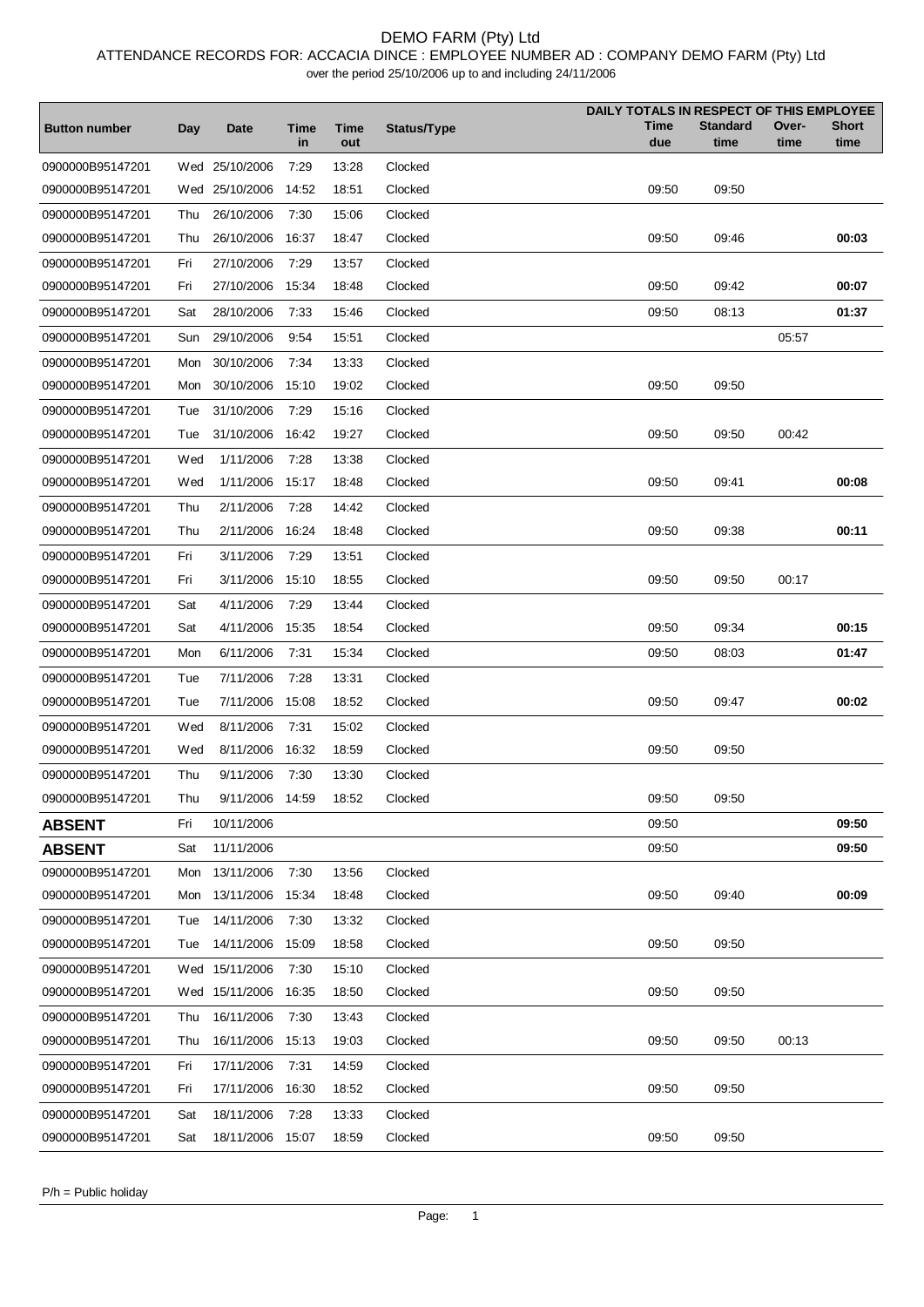# DEMO FARM (Pty) Ltd

ATTENDANCE RECORDS FOR: ACCACIA DINCE : EMPLOYEE NUMBER AD : COMPANY DEMO FARM (Pty) Ltd

over the period 25/10/2006 up to and including 24/11/2006

| Button number | Day | Date | Time in | Time out | Status/Type | Time due | Standard time | Over-time | Short time |
|---|---|---|---|---|---|---|---|---|---|
| | | | | | | DAILY TOTALS IN RESPECT OF THIS EMPLOYEE | | | |
| 0900000B95147201 | Wed | 25/10/2006 | 7:29 | 13:28 | Clocked | | | | |
| 0900000B95147201 | Wed | 25/10/2006 | 14:52 | 18:51 | Clocked | 09:50 | 09:50 | | |
| 0900000B95147201 | Thu | 26/10/2006 | 7:30 | 15:06 | Clocked | | | | |
| 0900000B95147201 | Thu | 26/10/2006 | 16:37 | 18:47 | Clocked | 09:50 | 09:46 | | **00:03** |
| 0900000B95147201 | Fri | 27/10/2006 | 7:29 | 13:57 | Clocked | | | | |
| 0900000B95147201 | Fri | 27/10/2006 | 15:34 | 18:48 | Clocked | 09:50 | 09:42 | | **00:07** |
| 0900000B95147201 | Sat | 28/10/2006 | 7:33 | 15:46 | Clocked | 09:50 | 08:13 | | **01:37** |
| 0900000B95147201 | Sun | 29/10/2006 | 9:54 | 15:51 | Clocked | | | 05:57 | |
| 0900000B95147201 | Mon | 30/10/2006 | 7:34 | 13:33 | Clocked | | | | |
| 0900000B95147201 | Mon | 30/10/2006 | 15:10 | 19:02 | Clocked | 09:50 | 09:50 | | |
| 0900000B95147201 | Tue | 31/10/2006 | 7:29 | 15:16 | Clocked | | | | |
| 0900000B95147201 | Tue | 31/10/2006 | 16:42 | 19:27 | Clocked | 09:50 | 09:50 | 00:42 | |
| 0900000B95147201 | Wed | 1/11/2006 | 7:28 | 13:38 | Clocked | | | | |
| 0900000B95147201 | Wed | 1/11/2006 | 15:17 | 18:48 | Clocked | 09:50 | 09:41 | | **00:08** |
| 0900000B95147201 | Thu | 2/11/2006 | 7:28 | 14:42 | Clocked | | | | |
| 0900000B95147201 | Thu | 2/11/2006 | 16:24 | 18:48 | Clocked | 09:50 | 09:38 | | **00:11** |
| 0900000B95147201 | Fri | 3/11/2006 | 7:29 | 13:51 | Clocked | | | | |
| 0900000B95147201 | Fri | 3/11/2006 | 15:10 | 18:55 | Clocked | 09:50 | 09:50 | 00:17 | |
| 0900000B95147201 | Sat | 4/11/2006 | 7:29 | 13:44 | Clocked | | | | |
| 0900000B95147201 | Sat | 4/11/2006 | 15:35 | 18:54 | Clocked | 09:50 | 09:34 | | **00:15** |
| 0900000B95147201 | Mon | 6/11/2006 | 7:31 | 15:34 | Clocked | 09:50 | 08:03 | | **01:47** |
| 0900000B95147201 | Tue | 7/11/2006 | 7:28 | 13:31 | Clocked | | | | |
| 0900000B95147201 | Tue | 7/11/2006 | 15:08 | 18:52 | Clocked | 09:50 | 09:47 | | **00:02** |
| 0900000B95147201 | Wed | 8/11/2006 | 7:31 | 15:02 | Clocked | | | | |
| 0900000B95147201 | Wed | 8/11/2006 | 16:32 | 18:59 | Clocked | 09:50 | 09:50 | | |
| 0900000B95147201 | Thu | 9/11/2006 | 7:30 | 13:30 | Clocked | | | | |
| 0900000B95147201 | Thu | 9/11/2006 | 14:59 | 18:52 | Clocked | 09:50 | 09:50 | | |
| **ABSENT** | Fri | 10/11/2006 | | | | 09:50 | | | **09:50** |
| **ABSENT** | Sat | 11/11/2006 | | | | 09:50 | | | **09:50** |
| 0900000B95147201 | Mon | 13/11/2006 | 7:30 | 13:56 | Clocked | | | | |
| 0900000B95147201 | Mon | 13/11/2006 | 15:34 | 18:48 | Clocked | 09:50 | 09:40 | | **00:09** |
| 0900000B95147201 | Tue | 14/11/2006 | 7:30 | 13:32 | Clocked | | | | |
| 0900000B95147201 | Tue | 14/11/2006 | 15:09 | 18:58 | Clocked | 09:50 | 09:50 | | |
| 0900000B95147201 | Wed | 15/11/2006 | 7:30 | 15:10 | Clocked | | | | |
| 0900000B95147201 | Wed | 15/11/2006 | 16:35 | 18:50 | Clocked | 09:50 | 09:50 | | |
| 0900000B95147201 | Thu | 16/11/2006 | 7:30 | 13:43 | Clocked | | | | |
| 0900000B95147201 | Thu | 16/11/2006 | 15:13 | 19:03 | Clocked | 09:50 | 09:50 | 00:13 | |
| 0900000B95147201 | Fri | 17/11/2006 | 7:31 | 14:59 | Clocked | | | | |
| 0900000B95147201 | Fri | 17/11/2006 | 16:30 | 18:52 | Clocked | 09:50 | 09:50 | | |
| 0900000B95147201 | Sat | 18/11/2006 | 7:28 | 13:33 | Clocked | | | | |
| 0900000B95147201 | Sat | 18/11/2006 | 15:07 | 18:59 | Clocked | 09:50 | 09:50 | | |

P/h = Public holiday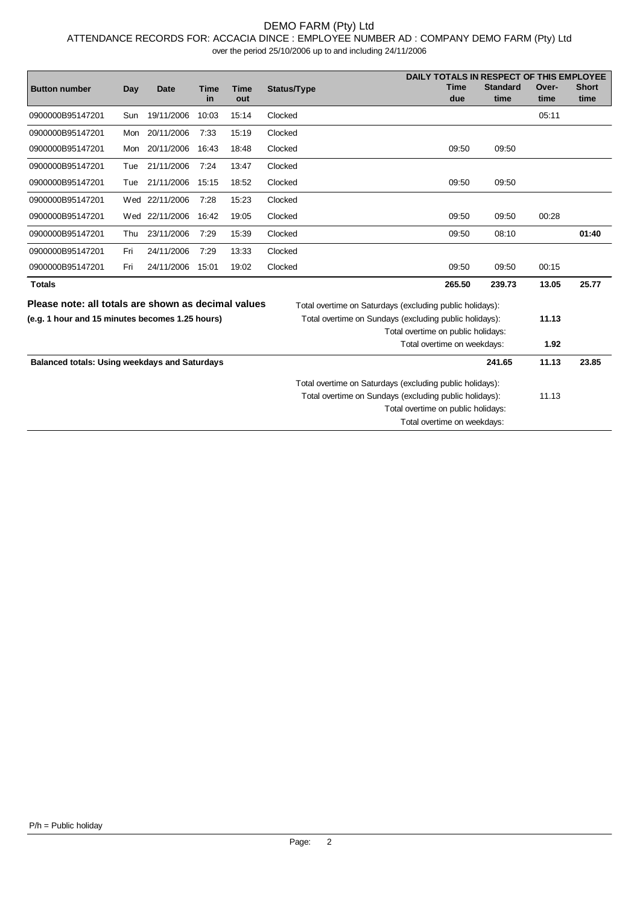# DEMO FARM (Pty) Ltd

ATTENDANCE RECORDS FOR: ACCACIA DINCE : EMPLOYEE NUMBER AD : COMPANY DEMO FARM (Pty) Ltd

over the period 25/10/2006 up to and including 24/11/2006

| Button number | Day | Date | Time in | Time out | Status/Type | Time due | Standard time | Over-time | Short time |
|---|---|---|---|---|---|---|---|---|---|
| | | | | | | DAILY TOTALS IN RESPECT OF THIS EMPLOYEE | | | |
| 0900000B95147201 | Sun | 19/11/2006 | 10:03 | 15:14 | Clocked | | | 05:11 | |
| 0900000B95147201 | Mon | 20/11/2006 | 7:33 | 15:19 | Clocked | | | | |
| 0900000B95147201 | Mon | 20/11/2006 | 16:43 | 18:48 | Clocked | 09:50 | 09:50 | | |
| 0900000B95147201 | Tue | 21/11/2006 | 7:24 | 13:47 | Clocked | | | | |
| 0900000B95147201 | Tue | 21/11/2006 | 15:15 | 18:52 | Clocked | 09:50 | 09:50 | | |
| 0900000B95147201 | Wed | 22/11/2006 | 7:28 | 15:23 | Clocked | | | | |
| 0900000B95147201 | Wed | 22/11/2006 | 16:42 | 19:05 | Clocked | 09:50 | 09:50 | 00:28 | |
| 0900000B95147201 | Thu | 23/11/2006 | 7:29 | 15:39 | Clocked | 09:50 | 08:10 | | **01:40** |
| 0900000B95147201 | Fri | 24/11/2006 | 7:29 | 13:33 | Clocked | | | | |
| 0900000B95147201 | Fri | 24/11/2006 | 15:01 | 19:02 | Clocked | 09:50 | 09:50 | 00:15 | |
| **Totals** | | | | | | **265.50** | **239.73** | **13.05** | **25.77** |

**Please note: all totals are shown as decimal values**
**(e.g. 1 hour and 15 minutes becomes 1.25 hours)**

| | |
|---|---|
| Total overtime on Saturdays (excluding public holidays): | |
| Total overtime on Sundays (excluding public holidays): | **11.13** |
| Total overtime on public holidays: | |
| Total overtime on weekdays: | **1.92** |

| **Balanced totals: Using weekdays and Saturdays** | Standard time | Over-time | Short time |
|---|---|---|---|
| | **241.65** | **11.13** | **23.85** |

| | |
|---|---|
| Total overtime on Saturdays (excluding public holidays): | |
| Total overtime on Sundays (excluding public holidays): | 11.13 |
| Total overtime on public holidays: | |
| Total overtime on weekdays: | |

P/h = Public holiday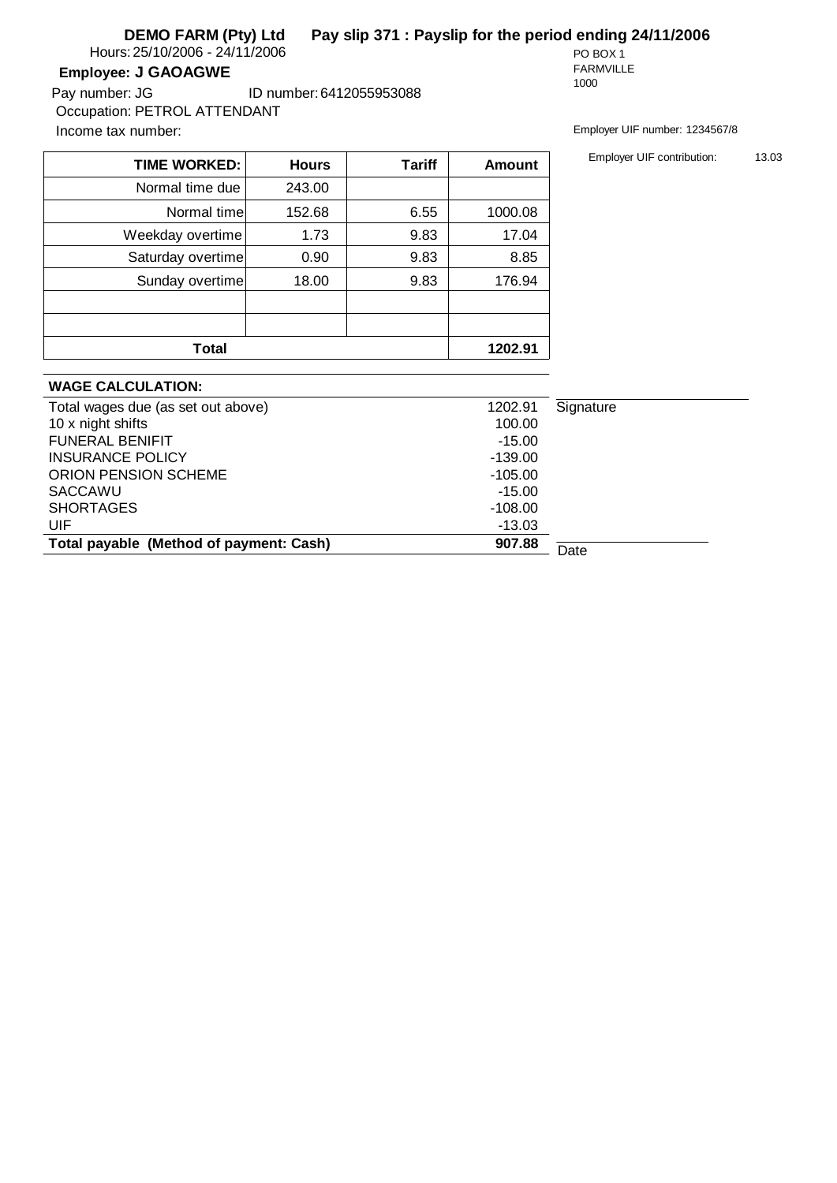**DEMO FARM (Pty) Ltd** **Pay slip 371 : Payslip for the period ending 24/11/2006**

Hours: 25/10/2006 - 24/11/2006

**Employee: J GAOAGWE**

Pay number: JG ID number: 6412055953088

Occupation: PETROL ATTENDANT

Income tax number:

PO BOX 1
FARMVILLE
1000

Employer UIF number: 1234567/8

Employer UIF contribution: 13.03

| TIME WORKED: | Hours | Tariff | Amount |
|---|---|---|---|
| Normal time due | 243.00 | | |
| Normal time | 152.68 | 6.55 | 1000.08 |
| Weekday overtime | 1.73 | 9.83 | 17.04 |
| Saturday overtime | 0.90 | 9.83 | 8.85 |
| Sunday overtime | 18.00 | 9.83 | 176.94 |
| | | | |
| | | | |
| **Total** | | | **1202.91** |

| WAGE CALCULATION: | |
|---|---|
| Total wages due (as set out above) | 1202.91 |
| 10 x night shifts | 100.00 |
| FUNERAL BENIFIT | -15.00 |
| INSURANCE POLICY | -139.00 |
| ORION PENSION SCHEME | -105.00 |
| SACCAWU | -15.00 |
| SHORTAGES | -108.00 |
| UIF | -13.03 |
| **Total payable (Method of payment: Cash)** | **907.88** |

Signature

Date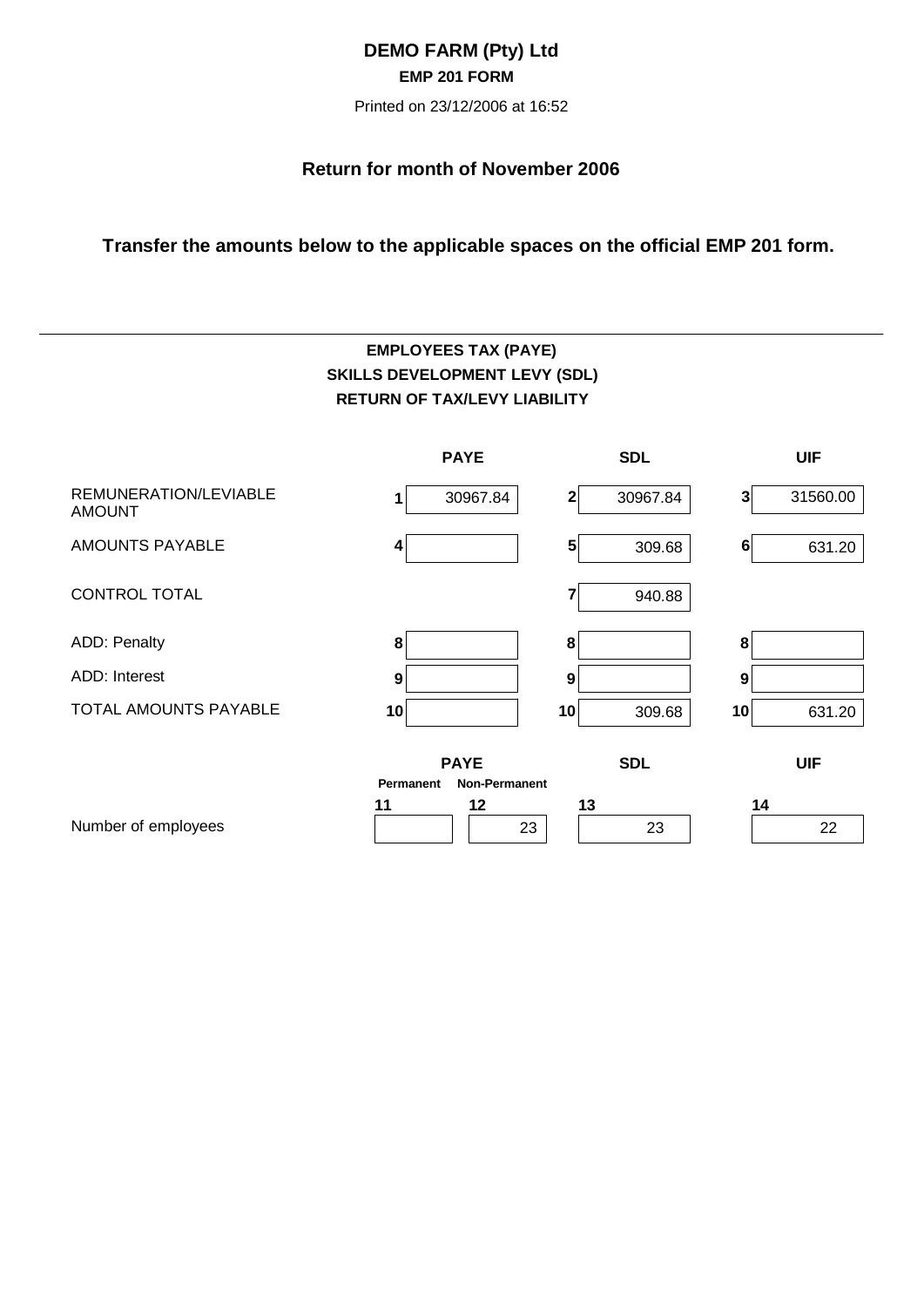# DEMO FARM (Pty) Ltd

**EMP 201 FORM**

Printed on 23/12/2006 at 16:52

## Return for month of November 2006

**Transfer the amounts below to the applicable spaces on the official EMP 201 form.**

---

**EMPLOYEES TAX (PAYE)**
**SKILLS DEVELOPMENT LEVY (SDL)**
**RETURN OF TAX/LEVY LIABILITY**

| | | PAYE | | SDL | | UIF |
|---|---|---|---|---|---|---|
| REMUNERATION/LEVIABLE AMOUNT | 1 | 30967.84 | 2 | 30967.84 | 3 | 31560.00 |
| AMOUNTS PAYABLE | 4 | | 5 | 309.68 | 6 | 631.20 |
| CONTROL TOTAL | | | 7 | 940.88 | | |
| ADD: Penalty | 8 | | 8 | | 8 | |
| ADD: Interest | 9 | | 9 | | 9 | |
| TOTAL AMOUNTS PAYABLE | 10 | | 10 | 309.68 | 10 | 631.20 |

| | PAYE | | SDL | UIF |
|---|---|---|---|---|
| | Permanent | Non-Permanent | | |
| | 11 | 12 | 13 | 14 |
| Number of employees | | 23 | 23 | 22 |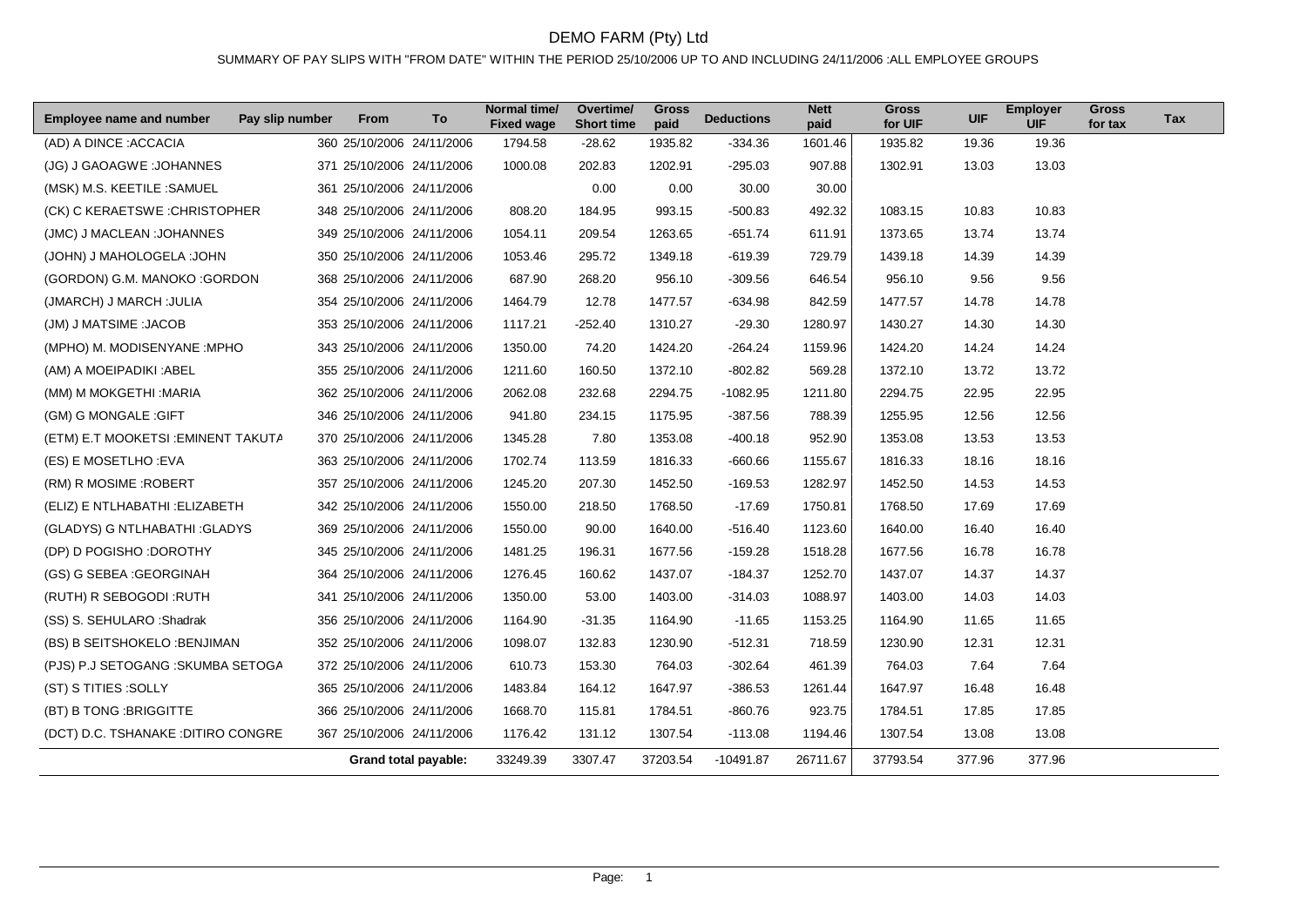# DEMO FARM (Pty) Ltd

SUMMARY OF PAY SLIPS WITH "FROM DATE" WITHIN THE PERIOD 25/10/2006 UP TO AND INCLUDING 24/11/2006 :ALL EMPLOYEE GROUPS

| Employee name and number | Pay slip number | From | To | Normal time/ Fixed wage | Overtime/ Short time | Gross paid | Deductions | Nett paid | Gross for UIF | UIF | Employer UIF | Gross for tax | Tax |
|---|---|---|---|---|---|---|---|---|---|---|---|---|---|
| (AD) A DINCE :ACCACIA | 360 | 25/10/2006 | 24/11/2006 | 1794.58 | -28.62 | 1935.82 | -334.36 | 1601.46 | 1935.82 | 19.36 | 19.36 | | |
| (JG) J GAOAGWE :JOHANNES | 371 | 25/10/2006 | 24/11/2006 | 1000.08 | 202.83 | 1202.91 | -295.03 | 907.88 | 1302.91 | 13.03 | 13.03 | | |
| (MSK) M.S. KEETILE :SAMUEL | 361 | 25/10/2006 | 24/11/2006 | | 0.00 | 0.00 | 30.00 | 30.00 | | | | | |
| (CK) C KERAETSWE :CHRISTOPHER | 348 | 25/10/2006 | 24/11/2006 | 808.20 | 184.95 | 993.15 | -500.83 | 492.32 | 1083.15 | 10.83 | 10.83 | | |
| (JMC) J MACLEAN :JOHANNES | 349 | 25/10/2006 | 24/11/2006 | 1054.11 | 209.54 | 1263.65 | -651.74 | 611.91 | 1373.65 | 13.74 | 13.74 | | |
| (JOHN) J MAHOLOGELA :JOHN | 350 | 25/10/2006 | 24/11/2006 | 1053.46 | 295.72 | 1349.18 | -619.39 | 729.79 | 1439.18 | 14.39 | 14.39 | | |
| (GORDON) G.M. MANOKO :GORDON | 368 | 25/10/2006 | 24/11/2006 | 687.90 | 268.20 | 956.10 | -309.56 | 646.54 | 956.10 | 9.56 | 9.56 | | |
| (JMARCH) J MARCH :JULIA | 354 | 25/10/2006 | 24/11/2006 | 1464.79 | 12.78 | 1477.57 | -634.98 | 842.59 | 1477.57 | 14.78 | 14.78 | | |
| (JM) J MATSIME :JACOB | 353 | 25/10/2006 | 24/11/2006 | 1117.21 | -252.40 | 1310.27 | -29.30 | 1280.97 | 1430.27 | 14.30 | 14.30 | | |
| (MPHO) M. MODISENYANE :MPHO | 343 | 25/10/2006 | 24/11/2006 | 1350.00 | 74.20 | 1424.20 | -264.24 | 1159.96 | 1424.20 | 14.24 | 14.24 | | |
| (AM) A MOEIPADIKI :ABEL | 355 | 25/10/2006 | 24/11/2006 | 1211.60 | 160.50 | 1372.10 | -802.82 | 569.28 | 1372.10 | 13.72 | 13.72 | | |
| (MM) M MOKGETHI :MARIA | 362 | 25/10/2006 | 24/11/2006 | 2062.08 | 232.68 | 2294.75 | -1082.95 | 1211.80 | 2294.75 | 22.95 | 22.95 | | |
| (GM) G MONGALE :GIFT | 346 | 25/10/2006 | 24/11/2006 | 941.80 | 234.15 | 1175.95 | -387.56 | 788.39 | 1255.95 | 12.56 | 12.56 | | |
| (ETM) E.T MOOKETSI :EMINENT TAKUTA | 370 | 25/10/2006 | 24/11/2006 | 1345.28 | 7.80 | 1353.08 | -400.18 | 952.90 | 1353.08 | 13.53 | 13.53 | | |
| (ES) E MOSETLHO :EVA | 363 | 25/10/2006 | 24/11/2006 | 1702.74 | 113.59 | 1816.33 | -660.66 | 1155.67 | 1816.33 | 18.16 | 18.16 | | |
| (RM) R MOSIME :ROBERT | 357 | 25/10/2006 | 24/11/2006 | 1245.20 | 207.30 | 1452.50 | -169.53 | 1282.97 | 1452.50 | 14.53 | 14.53 | | |
| (ELIZ) E NTLHABATHI :ELIZABETH | 342 | 25/10/2006 | 24/11/2006 | 1550.00 | 218.50 | 1768.50 | -17.69 | 1750.81 | 1768.50 | 17.69 | 17.69 | | |
| (GLADYS) G NTLHABATHI :GLADYS | 369 | 25/10/2006 | 24/11/2006 | 1550.00 | 90.00 | 1640.00 | -516.40 | 1123.60 | 1640.00 | 16.40 | 16.40 | | |
| (DP) D POGISHO :DOROTHY | 345 | 25/10/2006 | 24/11/2006 | 1481.25 | 196.31 | 1677.56 | -159.28 | 1518.28 | 1677.56 | 16.78 | 16.78 | | |
| (GS) G SEBEA :GEORGINAH | 364 | 25/10/2006 | 24/11/2006 | 1276.45 | 160.62 | 1437.07 | -184.37 | 1252.70 | 1437.07 | 14.37 | 14.37 | | |
| (RUTH) R SEBOGODI :RUTH | 341 | 25/10/2006 | 24/11/2006 | 1350.00 | 53.00 | 1403.00 | -314.03 | 1088.97 | 1403.00 | 14.03 | 14.03 | | |
| (SS) S. SEHULARO :Shadrak | 356 | 25/10/2006 | 24/11/2006 | 1164.90 | -31.35 | 1164.90 | -11.65 | 1153.25 | 1164.90 | 11.65 | 11.65 | | |
| (BS) B SEITSHOKELO :BENJIMAN | 352 | 25/10/2006 | 24/11/2006 | 1098.07 | 132.83 | 1230.90 | -512.31 | 718.59 | 1230.90 | 12.31 | 12.31 | | |
| (PJS) P.J SETOGANG :SKUMBA SETOGA | 372 | 25/10/2006 | 24/11/2006 | 610.73 | 153.30 | 764.03 | -302.64 | 461.39 | 764.03 | 7.64 | 7.64 | | |
| (ST) S TITIES :SOLLY | 365 | 25/10/2006 | 24/11/2006 | 1483.84 | 164.12 | 1647.97 | -386.53 | 1261.44 | 1647.97 | 16.48 | 16.48 | | |
| (BT) B TONG :BRIGGITTE | 366 | 25/10/2006 | 24/11/2006 | 1668.70 | 115.81 | 1784.51 | -860.76 | 923.75 | 1784.51 | 17.85 | 17.85 | | |
| (DCT) D.C. TSHANAKE :DITIRO CONGRE | 367 | 25/10/2006 | 24/11/2006 | 1176.42 | 131.12 | 1307.54 | -113.08 | 1194.46 | 1307.54 | 13.08 | 13.08 | | |
| | | Grand total payable: | | 33249.39 | 3307.47 | 37203.54 | -10491.87 | 26711.67 | 37793.54 | 377.96 | 377.96 | | |